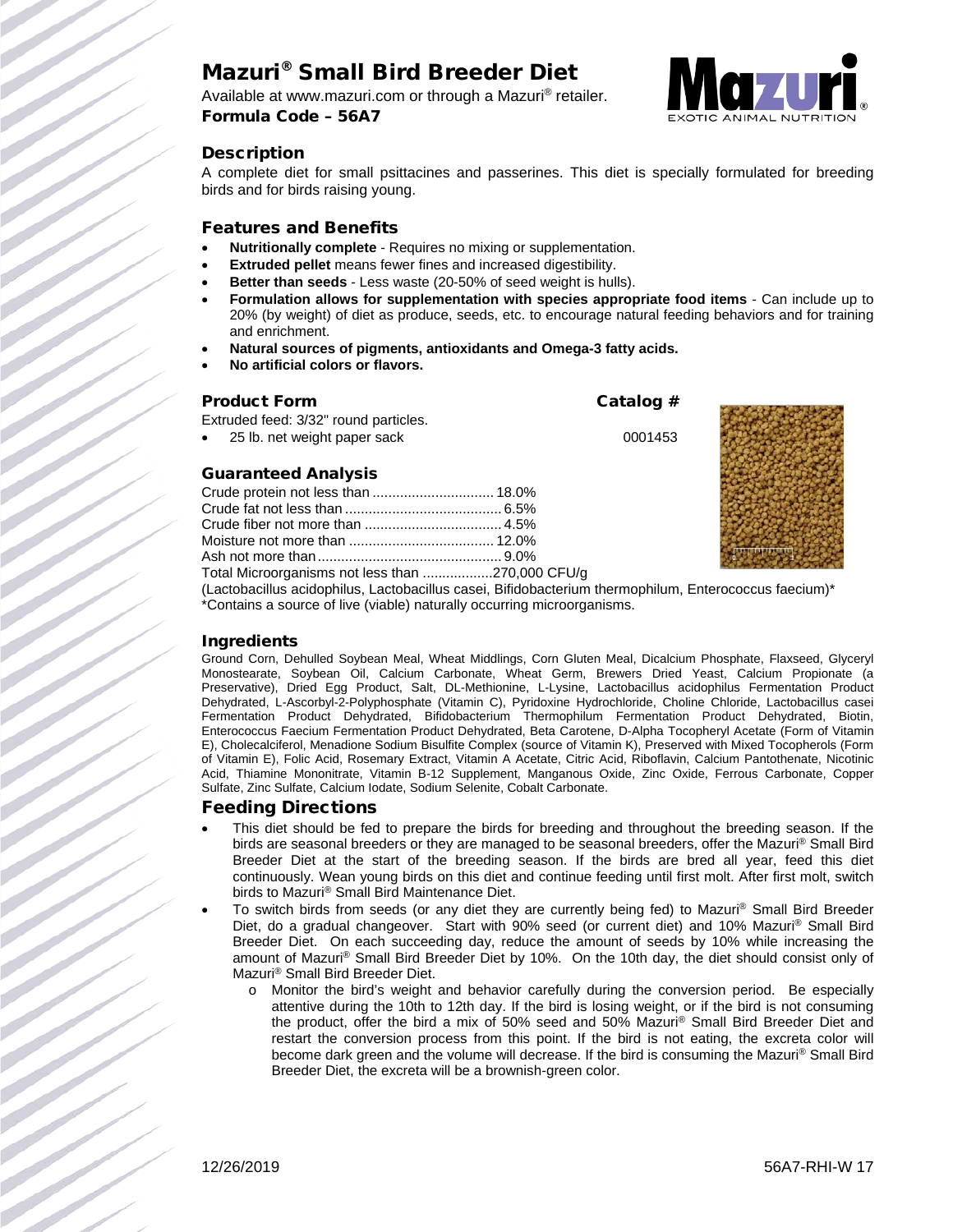# Mazuri® Small Bird Breeder Diet

Available at www.mazuri.com or through a Mazuri® retailer.

**Formula Code – 56A7**

## Description

A complete diet for small psittacines and passerines. This diet is specially formulated for breeding birds and for birds raising young.

## Features and Benefits

- **Nutritionally complete** - Requires no mixing or supplementation.
- **Extruded pellet** means fewer fines and increased digestibility.
- **Better than seeds** - Less waste (20-50% of seed weight is hulls).
- **Formulation allows for supplementation with species appropriate food items** - Can include up to 20% (by weight) of diet as produce, seeds, etc. to encourage natural feeding behaviors and for training and enrichment.
- **Natural sources of pigments, antioxidants and Omega-3 fatty acids.**
- **No artificial colors or flavors.**

## Product Form

Extruded feed: 3/32" round particles.

| Product Form | Catalog # |
| --- | --- |
| 25 lb. net weight paper sack | 0001453 |

## Guaranteed Analysis

| | |
| --- | --- |
| Crude protein not less than | 18.0% |
| Crude fat not less than | 6.5% |
| Crude fiber not more than | 4.5% |
| Moisture not more than | 12.0% |
| Ash not more than | 9.0% |
| Total Microorganisms not less than | 270,000 CFU/g |

(Lactobacillus acidophilus, Lactobacillus casei, Bifidobacterium thermophilum, Enterococcus faecium)*

*Contains a source of live (viable) naturally occurring microorganisms.

## Ingredients

Ground Corn, Dehulled Soybean Meal, Wheat Middlings, Corn Gluten Meal, Dicalcium Phosphate, Flaxseed, Glyceryl Monostearate, Soybean Oil, Calcium Carbonate, Wheat Germ, Brewers Dried Yeast, Calcium Propionate (a Preservative), Dried Egg Product, Salt, DL-Methionine, L-Lysine, Lactobacillus acidophilus Fermentation Product Dehydrated, L-Ascorbyl-2-Polyphosphate (Vitamin C), Pyridoxine Hydrochloride, Choline Chloride, Lactobacillus casei Fermentation Product Dehydrated, Bifidobacterium Thermophilum Fermentation Product Dehydrated, Biotin, Enterococcus Faecium Fermentation Product Dehydrated, Beta Carotene, D-Alpha Tocopheryl Acetate (Form of Vitamin E), Cholecalciferol, Menadione Sodium Bisulfite Complex (source of Vitamin K), Preserved with Mixed Tocopherols (Form of Vitamin E), Folic Acid, Rosemary Extract, Vitamin A Acetate, Citric Acid, Riboflavin, Calcium Pantothenate, Nicotinic Acid, Thiamine Mononitrate, Vitamin B-12 Supplement, Manganous Oxide, Zinc Oxide, Ferrous Carbonate, Copper Sulfate, Zinc Sulfate, Calcium Iodate, Sodium Selenite, Cobalt Carbonate.

## Feeding Directions

- This diet should be fed to prepare the birds for breeding and throughout the breeding season. If the birds are seasonal breeders or they are managed to be seasonal breeders, offer the Mazuri® Small Bird Breeder Diet at the start of the breeding season. If the birds are bred all year, feed this diet continuously. Wean young birds on this diet and continue feeding until first molt. After first molt, switch birds to Mazuri® Small Bird Maintenance Diet.
- To switch birds from seeds (or any diet they are currently being fed) to Mazuri® Small Bird Breeder Diet, do a gradual changeover. Start with 90% seed (or current diet) and 10% Mazuri® Small Bird Breeder Diet. On each succeeding day, reduce the amount of seeds by 10% while increasing the amount of Mazuri® Small Bird Breeder Diet by 10%. On the 10th day, the diet should consist only of Mazuri® Small Bird Breeder Diet.
  - Monitor the bird's weight and behavior carefully during the conversion period. Be especially attentive during the 10th to 12th day. If the bird is losing weight, or if the bird is not consuming the product, offer the bird a mix of 50% seed and 50% Mazuri® Small Bird Breeder Diet and restart the conversion process from this point. If the bird is not eating, the excreta color will become dark green and the volume will decrease. If the bird is consuming the Mazuri® Small Bird Breeder Diet, the excreta will be a brownish-green color.

12/26/2019 56A7-RHI-W 17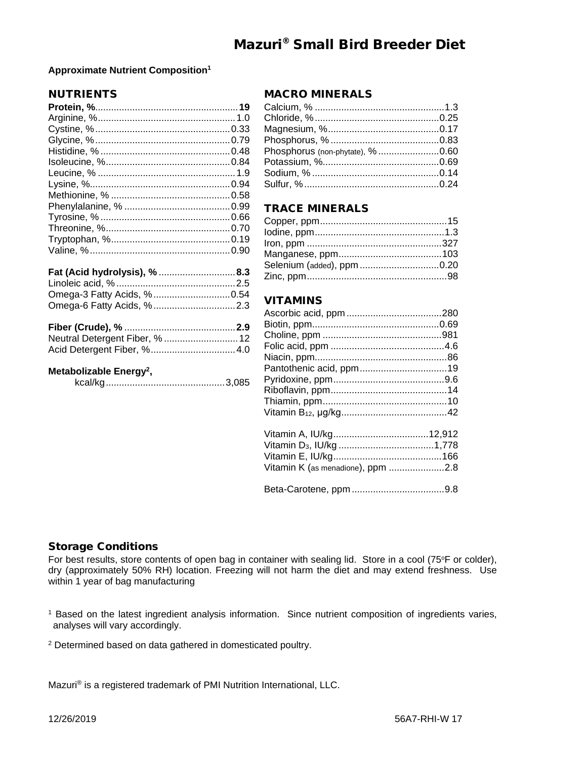# Mazuri® Small Bird Breeder Diet

**Approximate Nutrient Composition**[1]

## NUTRIENTS

| | |
|---|---|
| **Protein, %** | **19** |
| Arginine, % | 1.0 |
| Cystine, % | 0.33 |
| Glycine, % | 0.79 |
| Histidine, % | 0.48 |
| Isoleucine, % | 0.84 |
| Leucine, % | 1.9 |
| Lysine, % | 0.94 |
| Methionine, % | 0.58 |
| Phenylalanine, % | 0.99 |
| Tyrosine, % | 0.66 |
| Threonine, % | 0.70 |
| Tryptophan, % | 0.19 |
| Valine, % | 0.90 |
| | |
| **Fat (Acid hydrolysis), %** | **8.3** |
| Linoleic acid, % | 2.5 |
| Omega-3 Fatty Acids, % | 0.54 |
| Omega-6 Fatty Acids, % | 2.3 |
| | |
| **Fiber (Crude), %** | **2.9** |
| Neutral Detergent Fiber, % | 12 |
| Acid Detergent Fiber, % | 4.0 |
| | |
| **Metabolizable Energy**[2]**,** kcal/kg | 3,085 |

## MACRO MINERALS

| | |
|---|---|
| Calcium, % | 1.3 |
| Chloride, % | 0.25 |
| Magnesium, % | 0.17 |
| Phosphorus, % | 0.83 |
| Phosphorus (non-phytate), % | 0.60 |
| Potassium, % | 0.69 |
| Sodium, % | 0.14 |
| Sulfur, % | 0.24 |

## TRACE MINERALS

| | |
|---|---|
| Copper, ppm | 15 |
| Iodine, ppm | 1.3 |
| Iron, ppm | 327 |
| Manganese, ppm | 103 |
| Selenium (added), ppm | 0.20 |
| Zinc, ppm | 98 |

## VITAMINS

| | |
|---|---|
| Ascorbic acid, ppm | 280 |
| Biotin, ppm | 0.69 |
| Choline, ppm | 981 |
| Folic acid, ppm | 4.6 |
| Niacin, ppm | 86 |
| Pantothenic acid, ppm | 19 |
| Pyridoxine, ppm | 9.6 |
| Riboflavin, ppm | 14 |
| Thiamin, ppm | 10 |
| Vitamin $B_{12}$, µg/kg | 42 |
| | |
| Vitamin A, IU/kg | 12,912 |
| Vitamin $D_3$, IU/kg | 1,778 |
| Vitamin E, IU/kg | 166 |
| Vitamin K (as menadione), ppm | 2.8 |
| | |
| Beta-Carotene, ppm | 9.8 |

## Storage Conditions

For best results, store contents of open bag in container with sealing lid. Store in a cool (75°F or colder), dry (approximately 50% RH) location. Freezing will not harm the diet and may extend freshness. Use within 1 year of bag manufacturing

[1] Based on the latest ingredient analysis information. Since nutrient composition of ingredients varies, analyses will vary accordingly.

[2] Determined based on data gathered in domesticated poultry.

Mazuri® is a registered trademark of PMI Nutrition International, LLC.

12/26/2019 56A7-RHI-W 17